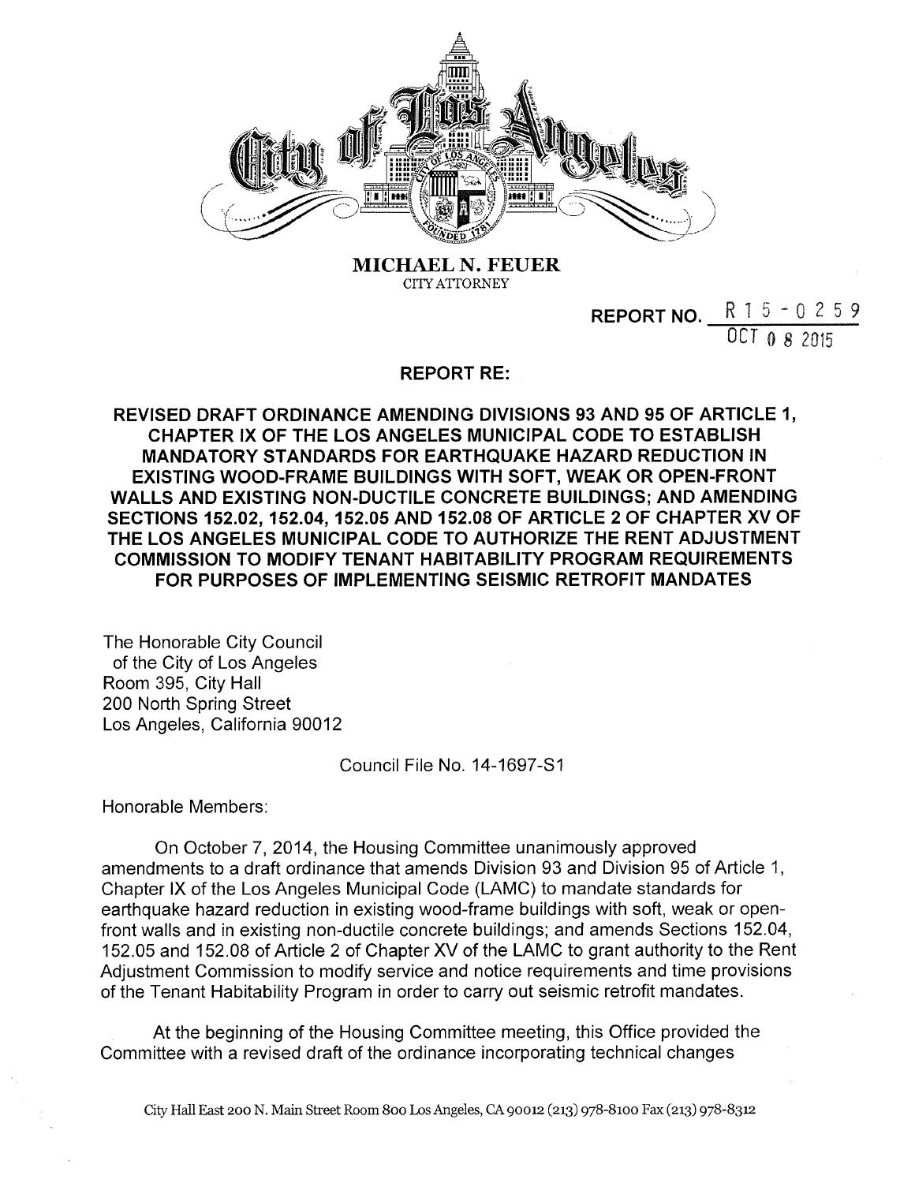**MICHAEL N. FEUER**
CITY ATTORNEY

**REPORT NO.** R 1 5 - 0 2 5 9
OCT 0 8 2015

**REPORT RE:**

**REVISED DRAFT ORDINANCE AMENDING DIVISIONS 93 AND 95 OF ARTICLE 1, CHAPTER IX OF THE LOS ANGELES MUNICIPAL CODE TO ESTABLISH MANDATORY STANDARDS FOR EARTHQUAKE HAZARD REDUCTION IN EXISTING WOOD-FRAME BUILDINGS WITH SOFT, WEAK OR OPEN-FRONT WALLS AND EXISTING NON-DUCTILE CONCRETE BUILDINGS; AND AMENDING SECTIONS 152.02, 152.04, 152.05 AND 152.08 OF ARTICLE 2 OF CHAPTER XV OF THE LOS ANGELES MUNICIPAL CODE TO AUTHORIZE THE RENT ADJUSTMENT COMMISSION TO MODIFY TENANT HABITABILITY PROGRAM REQUIREMENTS FOR PURPOSES OF IMPLEMENTING SEISMIC RETROFIT MANDATES**

The Honorable City Council
of the City of Los Angeles
Room 395, City Hall
200 North Spring Street
Los Angeles, California 90012

Council File No. 14-1697-S1

Honorable Members:

On October 7, 2014, the Housing Committee unanimously approved amendments to a draft ordinance that amends Division 93 and Division 95 of Article 1, Chapter IX of the Los Angeles Municipal Code (LAMC) to mandate standards for earthquake hazard reduction in existing wood-frame buildings with soft, weak or open-front walls and in existing non-ductile concrete buildings; and amends Sections 152.04, 152.05 and 152.08 of Article 2 of Chapter XV of the LAMC to grant authority to the Rent Adjustment Commission to modify service and notice requirements and time provisions of the Tenant Habitability Program in order to carry out seismic retrofit mandates.

At the beginning of the Housing Committee meeting, this Office provided the Committee with a revised draft of the ordinance incorporating technical changes

City Hall East 200 N. Main Street Room 800 Los Angeles, CA 90012 (213) 978-8100 Fax (213) 978-8312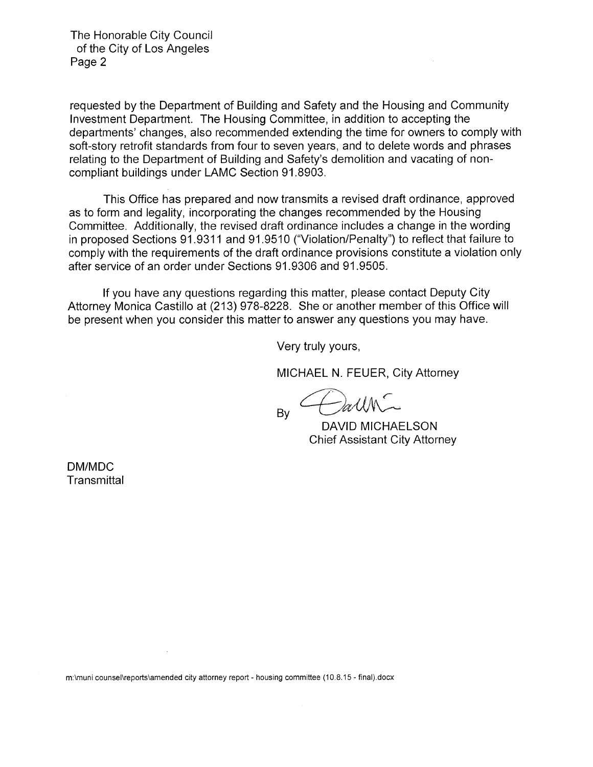requested by the Department of Building and Safety and the Housing and Community Investment Department. The Housing Committee, in addition to accepting the departments' changes, also recommended extending the time for owners to comply with soft-story retrofit standards from four to seven years, and to delete words and phrases relating to the Department of Building and Safety's demolition and vacating of non-compliant buildings under LAMC Section 91.8903.

This Office has prepared and now transmits a revised draft ordinance, approved as to form and legality, incorporating the changes recommended by the Housing Committee. Additionally, the revised draft ordinance includes a change in the wording in proposed Sections 91.9311 and 91.9510 ("Violation/Penalty") to reflect that failure to comply with the requirements of the draft ordinance provisions constitute a violation only after service of an order under Sections 91.9306 and 91.9505.

If you have any questions regarding this matter, please contact Deputy City Attorney Monica Castillo at (213) 978-8228. She or another member of this Office will be present when you consider this matter to answer any questions you may have.

Very truly yours,

MICHAEL N. FEUER, City Attorney

By

DAVID MICHAELSON
Chief Assistant City Attorney

DM/MDC
Transmittal

m:\muni counsel\reports\amended city attorney report - housing committee (10.8.15 - final).docx